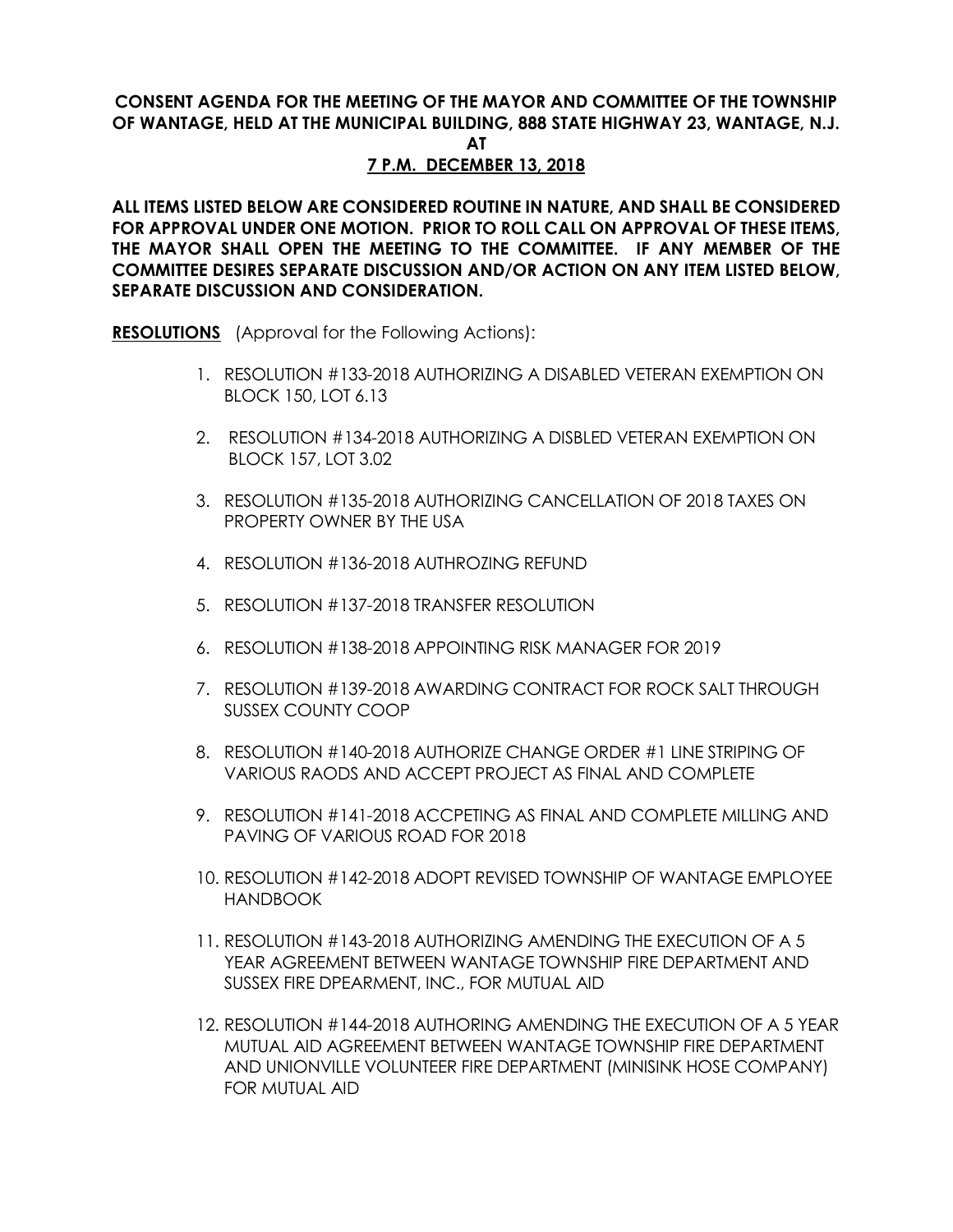**CONSENT AGENDA FOR THE MEETING OF THE MAYOR AND COMMITTEE OF THE TOWNSHIP OF WANTAGE, HELD AT THE MUNICIPAL BUILDING, 888 STATE HIGHWAY 23, WANTAGE, N.J. AT**

**<u>7 P.M. DECEMBER 13, 2018</u>**

**ALL ITEMS LISTED BELOW ARE CONSIDERED ROUTINE IN NATURE, AND SHALL BE CONSIDERED FOR APPROVAL UNDER ONE MOTION. PRIOR TO ROLL CALL ON APPROVAL OF THESE ITEMS, THE MAYOR SHALL OPEN THE MEETING TO THE COMMITTEE. IF ANY MEMBER OF THE COMMITTEE DESIRES SEPARATE DISCUSSION AND/OR ACTION ON ANY ITEM LISTED BELOW, SEPARATE DISCUSSION AND CONSIDERATION.**

**<u>RESOLUTIONS</u>** (Approval for the Following Actions):

1. RESOLUTION #133-2018 AUTHORIZING A DISABLED VETERAN EXEMPTION ON BLOCK 150, LOT 6.13
2. RESOLUTION #134-2018 AUTHORIZING A DISBLED VETERAN EXEMPTION ON BLOCK 157, LOT 3.02
3. RESOLUTION #135-2018 AUTHORIZING CANCELLATION OF 2018 TAXES ON PROPERTY OWNER BY THE USA
4. RESOLUTION #136-2018 AUTHROZING REFUND
5. RESOLUTION #137-2018 TRANSFER RESOLUTION
6. RESOLUTION #138-2018 APPOINTING RISK MANAGER FOR 2019
7. RESOLUTION #139-2018 AWARDING CONTRACT FOR ROCK SALT THROUGH SUSSEX COUNTY COOP
8. RESOLUTION #140-2018 AUTHORIZE CHANGE ORDER #1 LINE STRIPING OF VARIOUS RAODS AND ACCEPT PROJECT AS FINAL AND COMPLETE
9. RESOLUTION #141-2018 ACCPETING AS FINAL AND COMPLETE MILLING AND PAVING OF VARIOUS ROAD FOR 2018
10. RESOLUTION #142-2018 ADOPT REVISED TOWNSHIP OF WANTAGE EMPLOYEE HANDBOOK
11. RESOLUTION #143-2018 AUTHORIZING AMENDING THE EXECUTION OF A 5 YEAR AGREEMENT BETWEEN WANTAGE TOWNSHIP FIRE DEPARTMENT AND SUSSEX FIRE DPEARMENT, INC., FOR MUTUAL AID
12. RESOLUTION #144-2018 AUTHORING AMENDING THE EXECUTION OF A 5 YEAR MUTUAL AID AGREEMENT BETWEEN WANTAGE TOWNSHIP FIRE DEPARTMENT AND UNIONVILLE VOLUNTEER FIRE DEPARTMENT (MINISINK HOSE COMPANY) FOR MUTUAL AID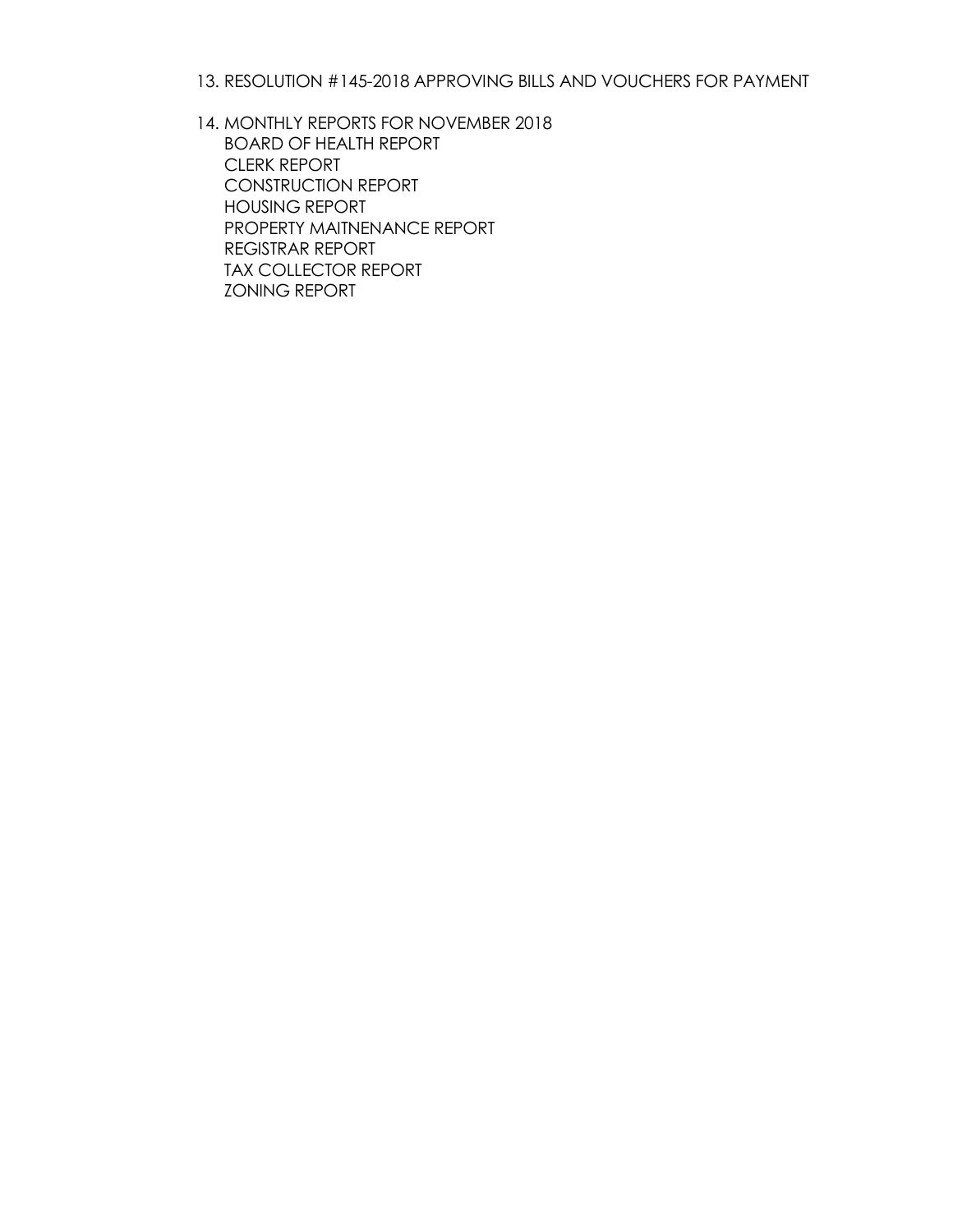13. RESOLUTION #145-2018 APPROVING BILLS AND VOUCHERS FOR PAYMENT

14. MONTHLY REPORTS FOR NOVEMBER 2018
    BOARD OF HEALTH REPORT
    CLERK REPORT
    CONSTRUCTION REPORT
    HOUSING REPORT
    PROPERTY MAITNENANCE REPORT
    REGISTRAR REPORT
    TAX COLLECTOR REPORT
    ZONING REPORT